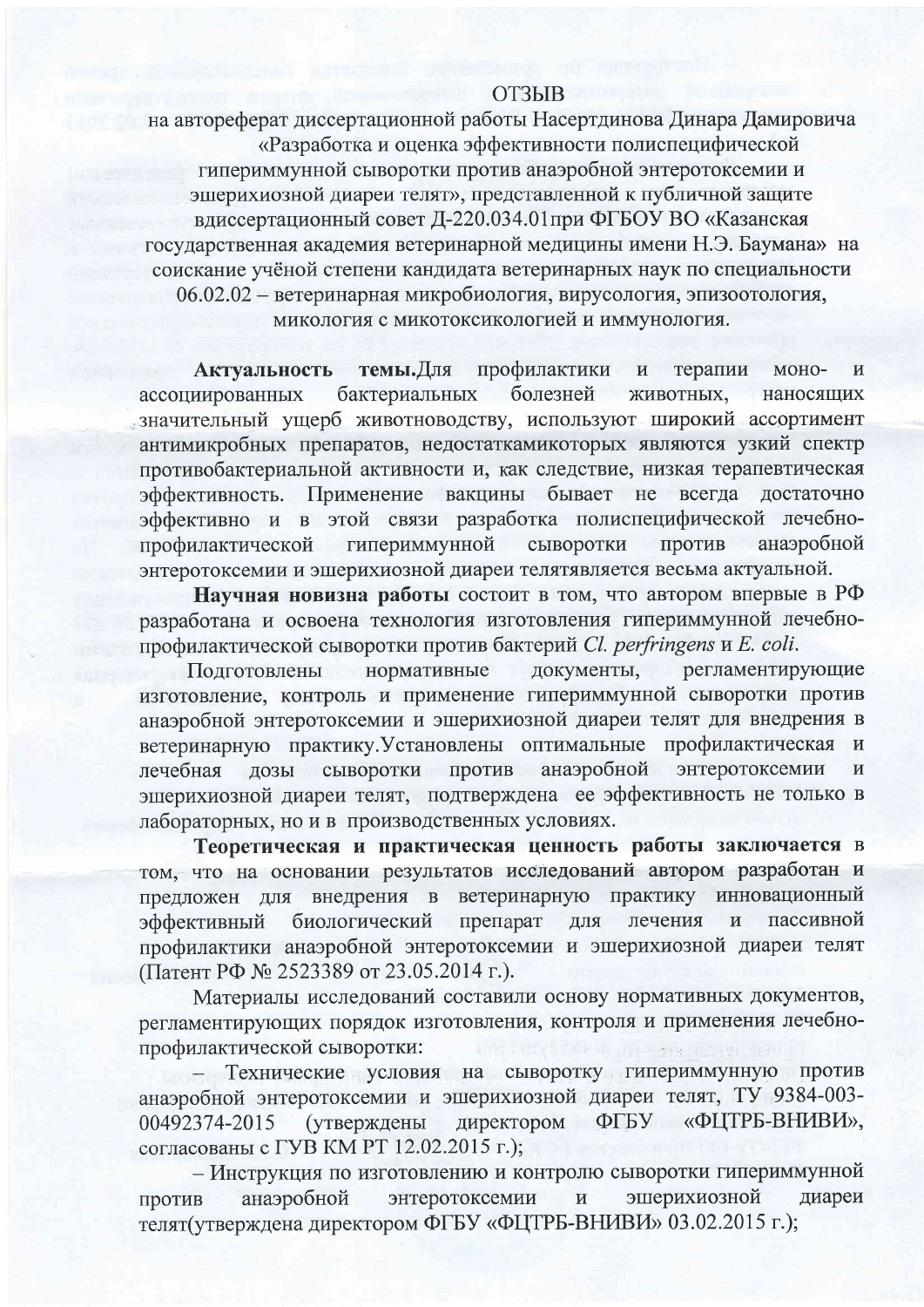# ОТЗЫВ

на автореферат диссертационной работы Насертдинова Динара Дамировича «Разработка и оценка эффективности полиспецифической гипериммунной сыворотки против анаэробной энтеротоксемии и эшерихиозной диареи телят», представленной к публичной защите вдиссертационный совет Д-220.034.01при ФГБОУ ВО «Казанская государственная академия ветеринарной медицины имени Н.Э. Баумана» на соискание учёной степени кандидата ветеринарных наук по специальности 06.02.02 – ветеринарная микробиология, вирусология, эпизоотология, микология с микотоксикологией и иммунология.

**Актуальность темы.**Для профилактики и терапии моно- и ассоциированных бактериальных болезней животных, наносящих значительный ущерб животноводству, используют широкий ассортимент антимикробных препаратов, недостаткамикоторых являются узкий спектр противобактериальной активности и, как следствие, низкая терапевтическая эффективность. Применение вакцины бывает не всегда достаточно эффективно и в этой связи разработка полиспецифической лечебно-профилактической гипериммунной сыворотки против анаэробной энтеротоксемии и эшерихиозной диареи телятявляется весьма актуальной.

**Научная новизна работы** состоит в том, что автором впервые в РФ разработана и освоена технология изготовления гипериммунной лечебно-профилактической сыворотки против бактерий *Cl. perfringens* и *E. coli*.

Подготовлены нормативные документы, регламентирующие изготовление, контроль и применение гипериммунной сыворотки против анаэробной энтеротоксемии и эшерихиозной диареи телят для внедрения в ветеринарную практику.Установлены оптимальные профилактическая и лечебная дозы сыворотки против анаэробной энтеротоксемии и эшерихиозной диареи телят, подтверждена ее эффективность не только в лабораторных, но и в производственных условиях.

**Теоретическая и практическая ценность работы заключается** в том, что на основании результатов исследований автором разработан и предложен для внедрения в ветеринарную практику инновационный эффективный биологический препарат для лечения и пассивной профилактики анаэробной энтеротоксемии и эшерихиозной диареи телят (Патент РФ № 2523389 от 23.05.2014 г.).

Материалы исследований составили основу нормативных документов, регламентирующих порядок изготовления, контроля и применения лечебно-профилактической сыворотки:

– Технические условия на сыворотку гипериммунную против анаэробной энтеротоксемии и эшерихиозной диареи телят, ТУ 9384-003-00492374-2015 (утверждены директором ФГБУ «ФЦТРБ-ВНИВИ», согласованы с ГУВ КМ РТ 12.02.2015 г.);

– Инструкция по изготовлению и контролю сыворотки гипериммунной против анаэробной энтеротоксемии и эшерихиозной диареи телят(утверждена директором ФГБУ «ФЦТРБ-ВНИВИ» 03.02.2015 г.);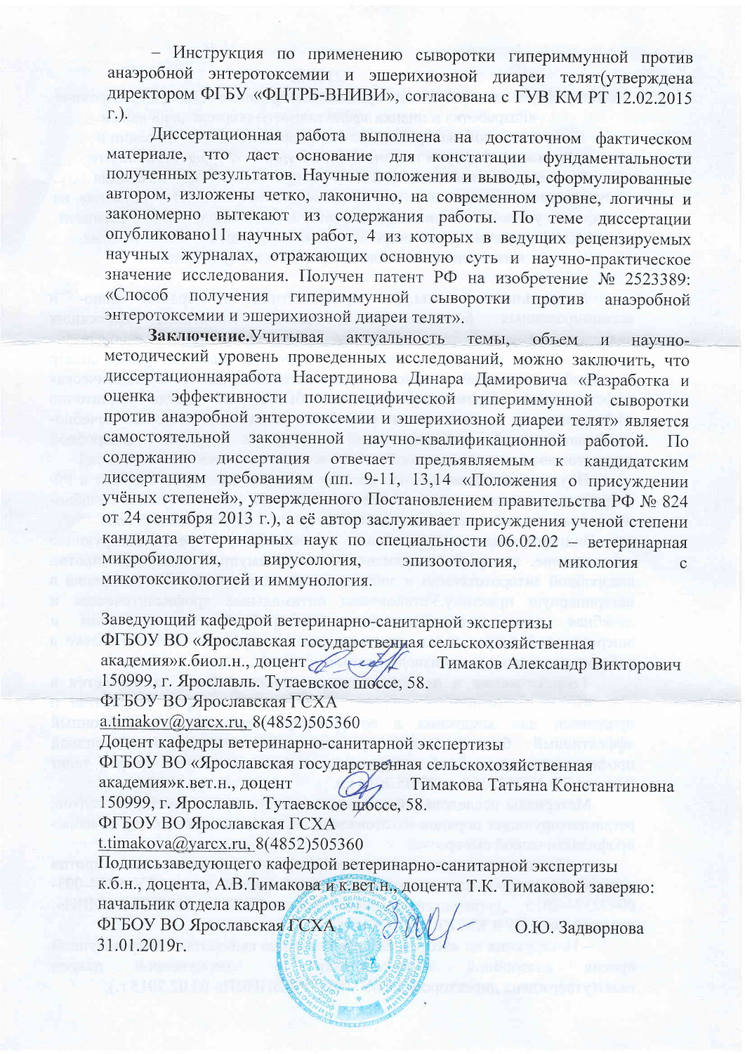– Инструкция по применению сыворотки гипериммунной против анаэробной энтеротоксемии и эшерихиозной диареи телят(утверждена директором ФГБУ «ФЦТРБ-ВНИВИ», согласована с ГУВ КМ РТ 12.02.2015 г.).

Диссертационная работа выполнена на достаточном фактическом материале, что дает основание для констатации фундаментальности полученных результатов. Научные положения и выводы, сформулированные автором, изложены четко, лаконично, на современном уровне, логичны и закономерно вытекают из содержания работы. По теме диссертации опубликовано11 научных работ, 4 из которых в ведущих рецензируемых научных журналах, отражающих основную суть и научно-практическое значение исследования. Получен патент РФ на изобретение № 2523389: «Способ получения гипериммунной сыворотки против анаэробной энтеротоксемии и эшерихиозной диареи телят».

**Заключение.**Учитывая актуальность темы, объем и научно-методический уровень проведенных исследований, можно заключить, что диссертационнаяработа Насертдинова Динара Дамировича «Разработка и оценка эффективности полиспецифической гипериммунной сыворотки против анаэробной энтеротоксемии и эшерихиозной диареи телят» является самостоятельной законченной научно-квалификационной работой. По содержанию диссертация отвечает предъявляемым к кандидатским диссертациям требованиям (пп. 9-11, 13,14 «Положения о присуждении учёных степеней», утвержденного Постановлением правительства РФ № 824 от 24 сентября 2013 г.), а её автор заслуживает присуждения ученой степени кандидата ветеринарных наук по специальности 06.02.02 – ветеринарная микробиология, вирусология, эпизоотология, микология с микотоксикологией и иммунология.

Заведующий кафедрой ветеринарно-санитарной экспертизы
ФГБОУ ВО «Ярославская государственная сельскохозяйственная академия»к.биол.н., доцент Тимаков Александр Викторович
150999, г. Ярославль. Тутаевское шоссе, 58.
ФГБОУ ВО Ярославская ГСХА
a.timakov@yarcx.ru, 8(4852)505360

Доцент кафедры ветеринарно-санитарной экспертизы
ФГБОУ ВО «Ярославская государственная сельскохозяйственная академия»к.вет.н., доцент Тимакова Татьяна Константиновна
150999, г. Ярославль. Тутаевское шоссе, 58.
ФГБОУ ВО Ярославская ГСХА
t.timakova@yarcx.ru, 8(4852)505360

Подписьзаведующего кафедрой ветеринарно-санитарной экспертизы к.б.н., доцента, А.В.Тимакова и к.вет.н., доцента Т.К. Тимаковой заверяю:
начальник отдела кадров
ФГБОУ ВО Ярославская ГСХА О.Ю. Задворнова
31.01.2019г.